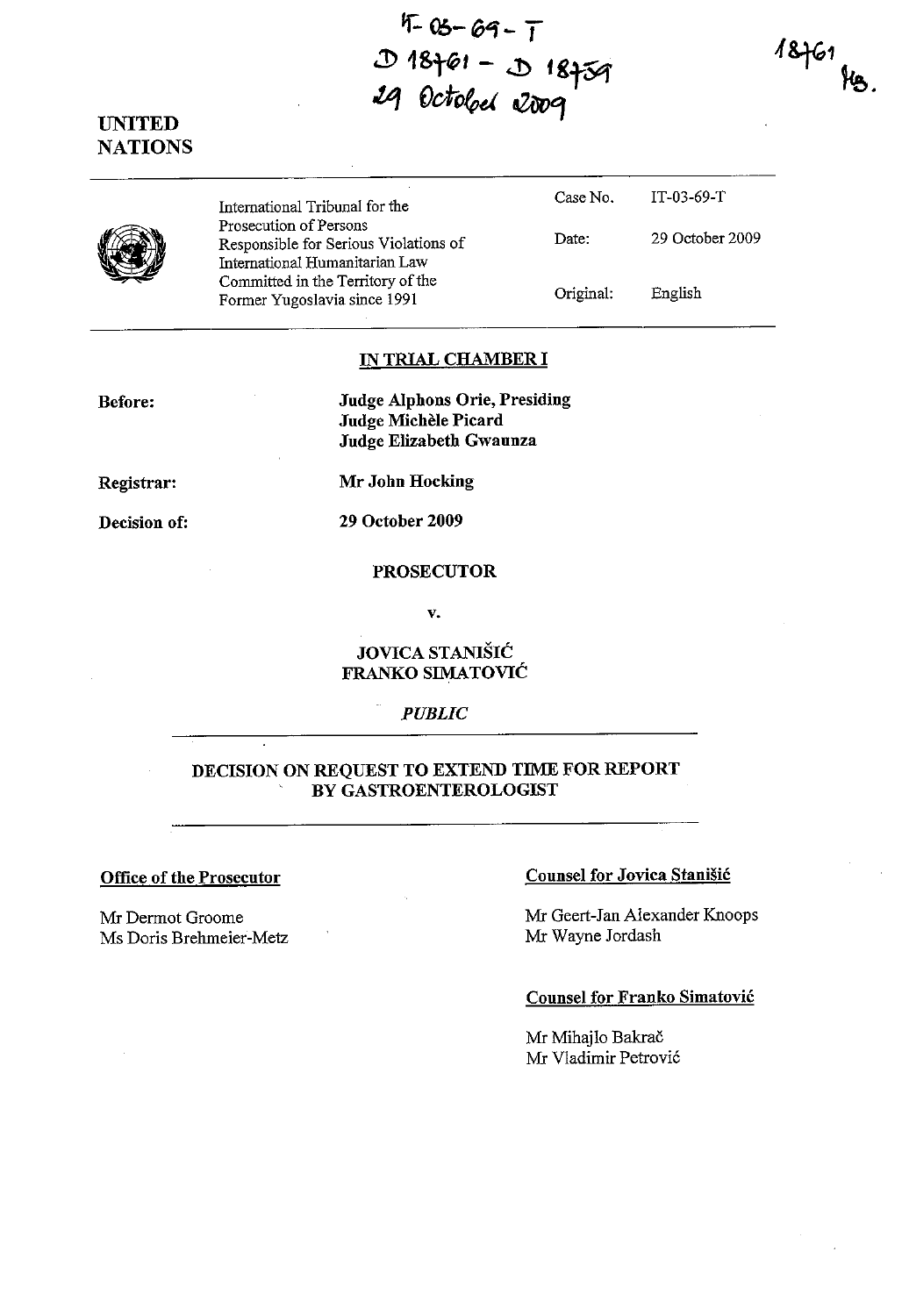IT-03-69-T
D 18761 - D 18759
29 October 2009

18761
HG.

UNITED NATIONS

International Tribunal for the Prosecution of Persons Responsible for Serious Violations of International Humanitarian Law Committed in the Territory of the Former Yugoslavia since 1991

Case No. IT-03-69-T

Date: 29 October 2009

Original: English

**IN TRIAL CHAMBER I**

**Before:** Judge Alphons Orie, Presiding
Judge Michèle Picard
Judge Elizabeth Gwaunza

**Registrar:** Mr John Hocking

**Decision of:** 29 October 2009

**PROSECUTOR**

**v.**

**JOVICA STANIŠIĆ**
**FRANKO SIMATOVIĆ**

*PUBLIC*

**DECISION ON REQUEST TO EXTEND TIME FOR REPORT BY GASTROENTEROLOGIST**

**Office of the Prosecutor**

Mr Dermot Groome
Ms Doris Brehmeier-Metz

**Counsel for Jovica Stanišić**

Mr Geert-Jan Alexander Knoops
Mr Wayne Jordash

**Counsel for Franko Simatović**

Mr Mihajlo Bakrač
Mr Vladimir Petrović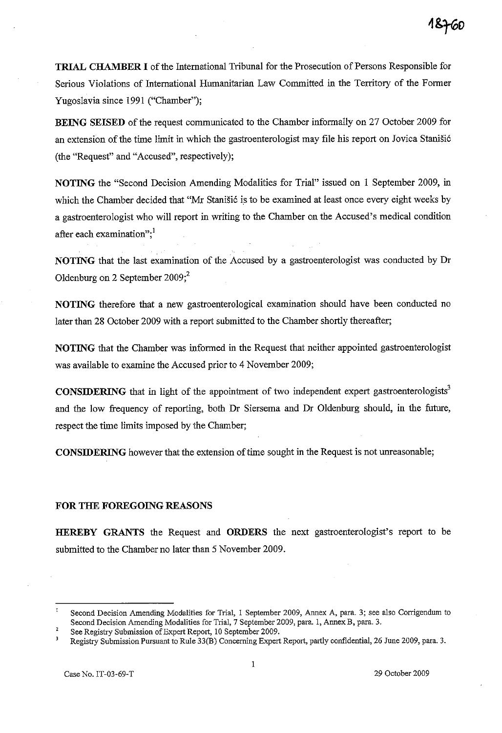**TRIAL CHAMBER I** of the International Tribunal for the Prosecution of Persons Responsible for Serious Violations of International Humanitarian Law Committed in the Territory of the Former Yugoslavia since 1991 ("Chamber");

**BEING SEISED** of the request communicated to the Chamber informally on 27 October 2009 for an extension of the time limit in which the gastroenterologist may file his report on Jovica Stanišić (the "Request" and "Accused", respectively);

**NOTING** the "Second Decision Amending Modalities for Trial" issued on 1 September 2009, in which the Chamber decided that "Mr Stanišić is to be examined at least once every eight weeks by a gastroenterologist who will report in writing to the Chamber on the Accused's medical condition after each examination";[1]

**NOTING** that the last examination of the Accused by a gastroenterologist was conducted by Dr Oldenburg on 2 September 2009;[2]

**NOTING** therefore that a new gastroenterological examination should have been conducted no later than 28 October 2009 with a report submitted to the Chamber shortly thereafter;

**NOTING** that the Chamber was informed in the Request that neither appointed gastroenterologist was available to examine the Accused prior to 4 November 2009;

**CONSIDERING** that in light of the appointment of two independent expert gastroenterologists[3] and the low frequency of reporting, both Dr Siersema and Dr Oldenburg should, in the future, respect the time limits imposed by the Chamber;

**CONSIDERING** however that the extension of time sought in the Request is not unreasonable;

**FOR THE FOREGOING REASONS**

**HEREBY GRANTS** the Request and **ORDERS** the next gastroenterologist's report to be submitted to the Chamber no later than 5 November 2009.

---

[1] Second Decision Amending Modalities for Trial, 1 September 2009, Annex A, para. 3; see also Corrigendum to Second Decision Amending Modalities for Trial, 7 September 2009, para. 1, Annex B, para. 3.

[2] See Registry Submission of Expert Report, 10 September 2009.

[3] Registry Submission Pursuant to Rule 33(B) Concerning Expert Report, partly confidential, 26 June 2009, para. 3.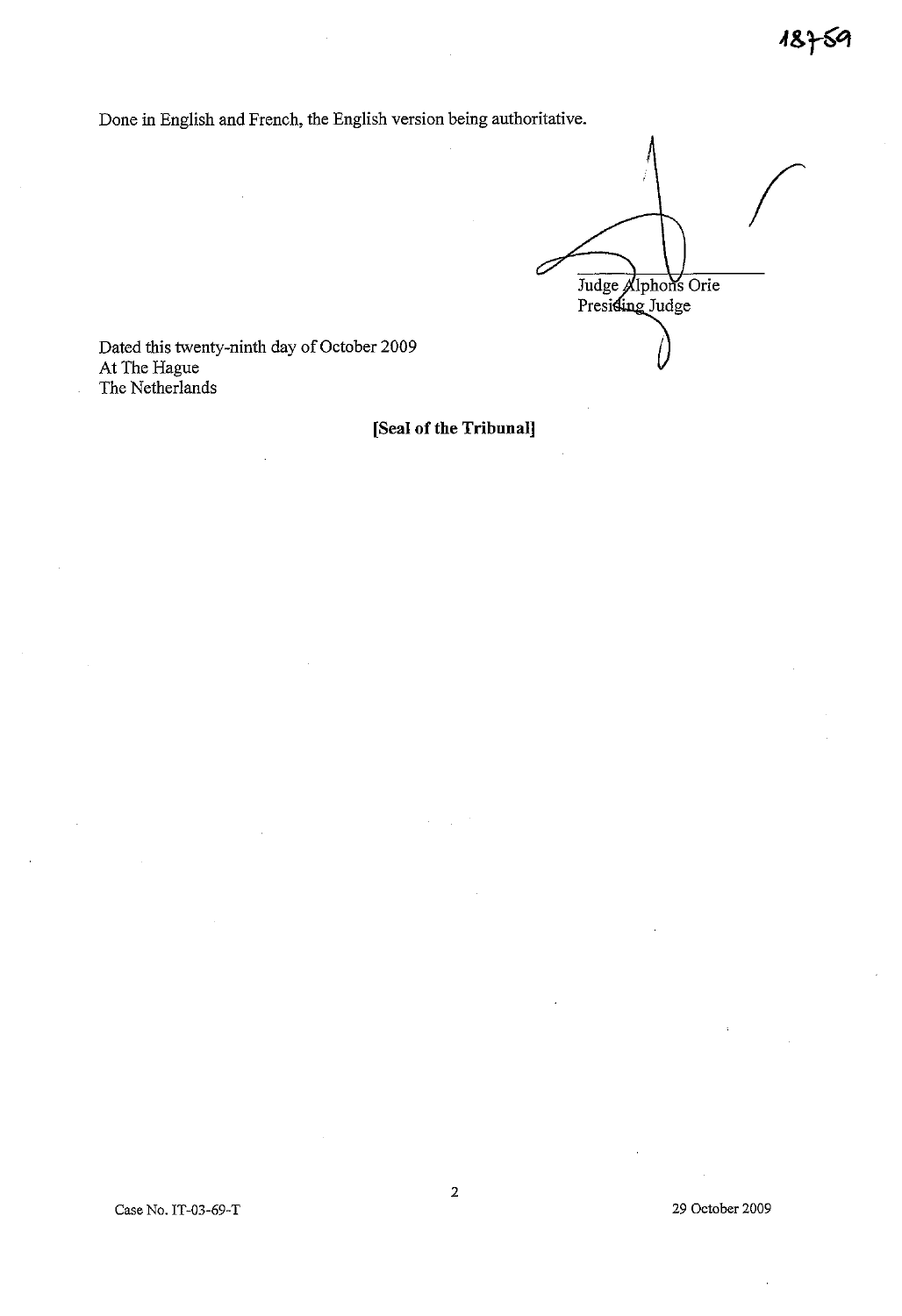Done in English and French, the English version being authoritative.

Judge Alphons Orie
Presiding Judge

Dated this twenty-ninth day of October 2009
At The Hague
The Netherlands

**[Seal of the Tribunal]**